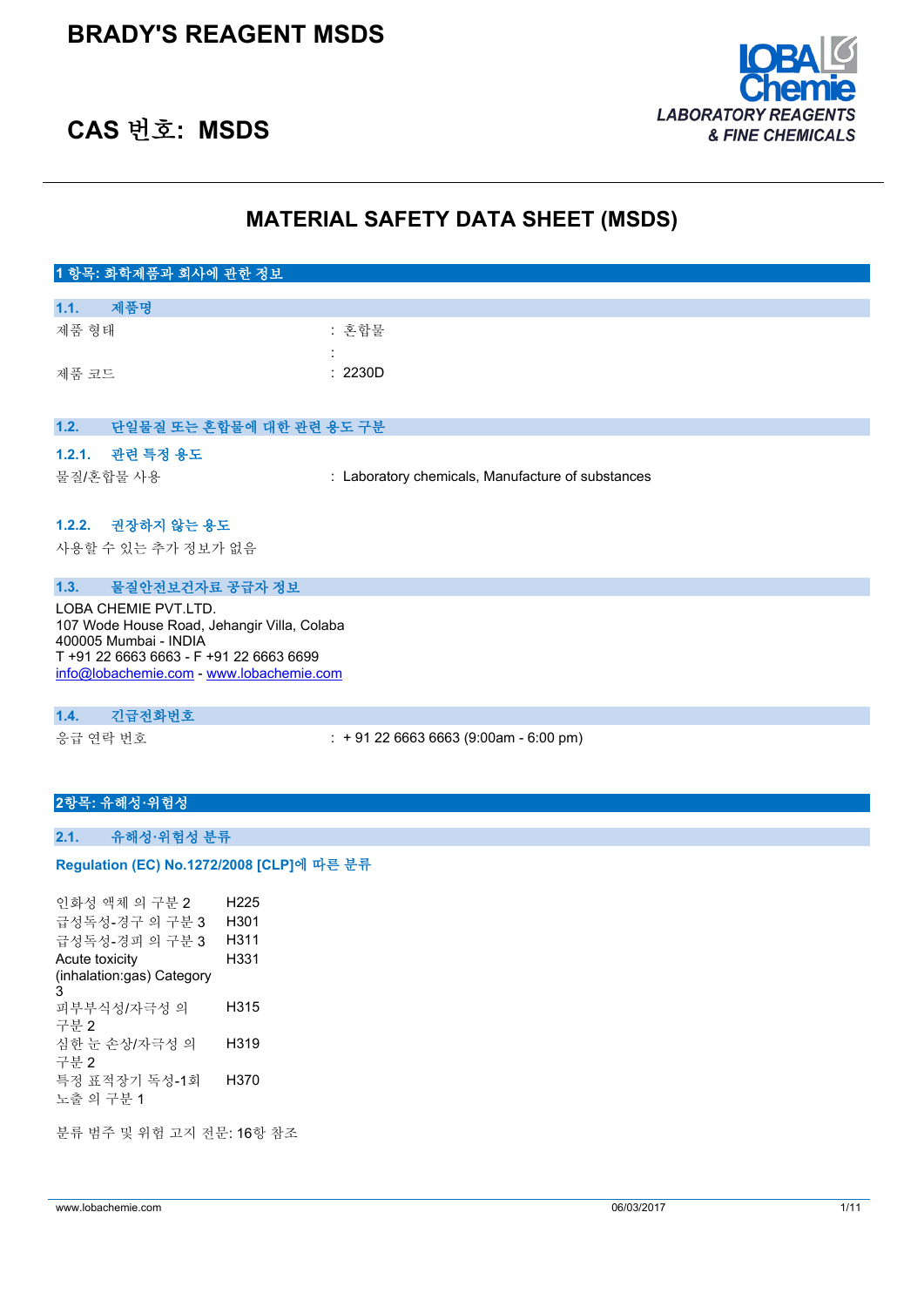# BRADY'S REAGENT MSDS

## CAS 번호: MSDS

LOBA Chemie
LABORATORY REAGENTS & FINE CHEMICALS

## MATERIAL SAFETY DATA SHEET (MSDS)

### 1 항목: 화학제품과 회사에 관한 정보

#### 1.1. 제품명

제품 형태 : 혼합물

:

제품 코드 : 2230D

#### 1.2. 단일물질 또는 혼합물에 대한 관련 용도 구분

##### 1.2.1. 관련 특정 용도

물질/혼합물 사용 : Laboratory chemicals, Manufacture of substances

##### 1.2.2. 권장하지 않는 용도

사용할 수 있는 추가 정보가 없음

#### 1.3. 물질안전보건자료 공급자 정보

LOBA CHEMIE PVT.LTD.
107 Wode House Road, Jehangir Villa, Colaba
400005 Mumbai - INDIA
T +91 22 6663 6663 - F +91 22 6663 6699
info@lobachemie.com - www.lobachemie.com

#### 1.4. 긴급전화번호

응급 연락 번호 : + 91 22 6663 6663 (9:00am - 6:00 pm)

### 2항목: 유해성·위험성

#### 2.1. 유해성·위험성 분류

**Regulation (EC) No.1272/2008 [CLP]에 따른 분류**

| | |
|---|---|
| 인화성 액체 의 구분 2 | H225 |
| 급성독성-경구 의 구분 3 | H301 |
| 급성독성-경피 의 구분 3 | H311 |
| Acute toxicity (inhalation:gas) Category 3 | H331 |
| 피부부식성/자극성 의 구분 2 | H315 |
| 심한 눈 손상/자극성 의 구분 2 | H319 |
| 특정 표적장기 독성-1회 노출 의 구분 1 | H370 |

분류 범주 및 위험 고지 전문: 16항 참조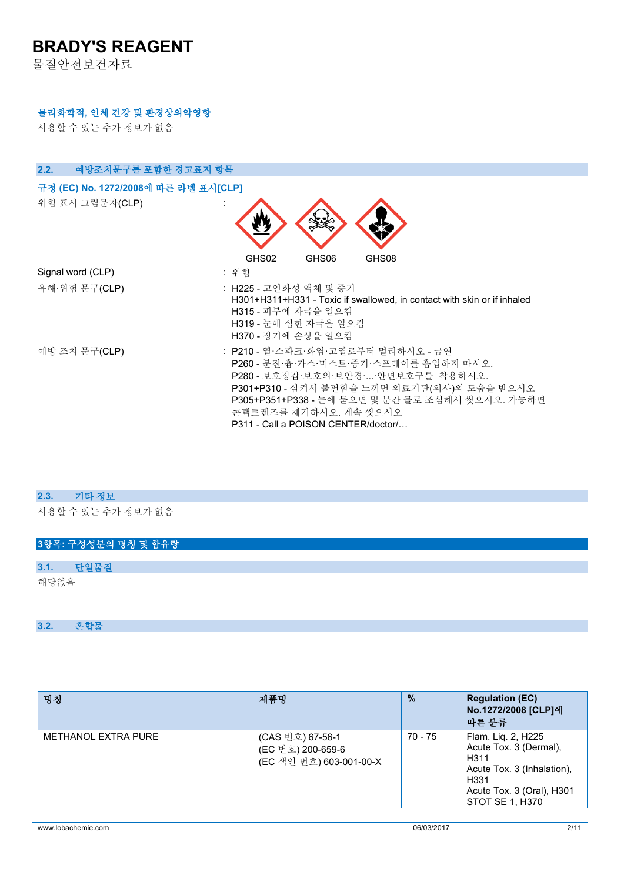#### 물리화학적, 인체 건강 및 환경상의악영향

사용할 수 있는 추가 정보가 없음

### 2.2. 예방조치문구를 포함한 경고표지 항목

#### 규정 (EC) No. 1272/2008에 따른 라벨 표시[CLP]

위험 표시 그림문자(CLP) :

GHS02 GHS06 GHS08

Signal word (CLP) : 위험

유해·위험 문구(CLP) : H225 - 고인화성 액체 및 증기
H301+H311+H331 - Toxic if swallowed, in contact with skin or if inhaled
H315 - 피부에 자극을 일으킴
H319 - 눈에 심한 자극을 일으킴
H370 - 장기에 손상을 일으킴

예방 조치 문구(CLP) : P210 - 열·스파크·화염·고열로부터 멀리하시오 - 금연
P260 - 분진·흄·가스·미스트·증기·스프레이를 흡입하지 마시오.
P280 - 보호장갑·보호의·보안경·...·안면보호구를 착용하시오.
P301+P310 - 삼켜서 불편함을 느끼면 의료기관(의사)의 도움을 받으시오
P305+P351+P338 - 눈에 묻으면 몇 분간 물로 조심해서 씻으시오. 가능하면 콘택트렌즈를 제거하시오. 계속 씻으시오
P311 - Call a POISON CENTER/doctor/…

### 2.3. 기타 정보

사용할 수 있는 추가 정보가 없음

## 3항목: 구성성분의 명칭 및 함유량

### 3.1. 단일물질

해당없음

### 3.2. 혼합물

| 명칭 | 제품명 | % | Regulation (EC) No.1272/2008 [CLP]에 따른 분류 |
|---|---|---|---|
| METHANOL EXTRA PURE | (CAS 번호) 67-56-1<br>(EC 번호) 200-659-6<br>(EC 색인 번호) 603-001-00-X | 70 - 75 | Flam. Liq. 2, H225<br>Acute Tox. 3 (Dermal), H311<br>Acute Tox. 3 (Inhalation), H331<br>Acute Tox. 3 (Oral), H301<br>STOT SE 1, H370 |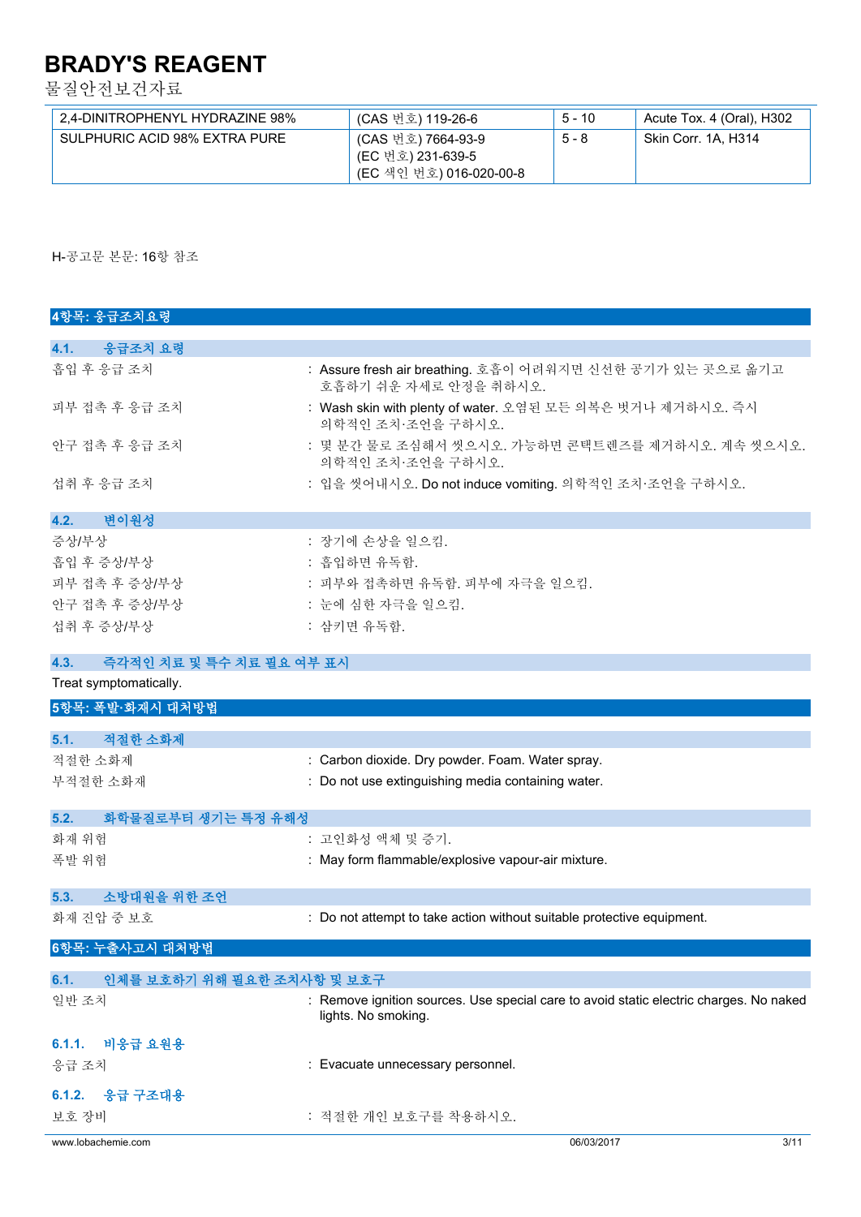| | | | |
|---|---|---|---|
| 2,4-DINITROPHENYL HYDRAZINE 98% | (CAS 번호) 119-26-6 | 5 - 10 | Acute Tox. 4 (Oral), H302 |
| SULPHURIC ACID 98% EXTRA PURE | (CAS 번호) 7664-93-9<br>(EC 번호) 231-639-5<br>(EC 색인 번호) 016-020-00-8 | 5 - 8 | Skin Corr. 1A, H314 |

H-공고문 본문: 16항 참조

## 4항목: 응급조치요령

### 4.1. 응급조치 요령

| | |
|---|---|
| 흡입 후 응급 조치 | : Assure fresh air breathing. 호흡이 어려워지면 신선한 공기가 있는 곳으로 옮기고 호흡하기 쉬운 자세로 안정을 취하시오. |
| 피부 접촉 후 응급 조치 | : Wash skin with plenty of water. 오염된 모든 의복은 벗거나 제거하시오. 즉시 의학적인 조치·조언을 구하시오. |
| 안구 접촉 후 응급 조치 | : 몇 분간 물로 조심해서 씻으시오. 가능하면 콘택트렌즈를 제거하시오. 계속 씻으시오. 의학적인 조치·조언을 구하시오. |
| 섭취 후 응급 조치 | : 입을 씻어내시오. Do not induce vomiting. 의학적인 조치·조언을 구하시오. |

### 4.2. 변이원성

| | |
|---|---|
| 증상/부상 | : 장기에 손상을 일으킴. |
| 흡입 후 증상/부상 | : 흡입하면 유독함. |
| 피부 접촉 후 증상/부상 | : 피부와 접촉하면 유독함. 피부에 자극을 일으킴. |
| 안구 접촉 후 증상/부상 | : 눈에 심한 자극을 일으킴. |
| 섭취 후 증상/부상 | : 삼키면 유독함. |

### 4.3. 즉각적인 치료 및 특수 치료 필요 여부 표시

Treat symptomatically.

## 5항목: 폭발·화재시 대처방법

### 5.1. 적절한 소화제

| | |
|---|---|
| 적절한 소화제 | : Carbon dioxide. Dry powder. Foam. Water spray. |
| 부적절한 소화재 | : Do not use extinguishing media containing water. |

### 5.2. 화학물질로부터 생기는 특정 유해성

| | |
|---|---|
| 화재 위험 | : 고인화성 액체 및 증기. |
| 폭발 위험 | : May form flammable/explosive vapour-air mixture. |

### 5.3. 소방대원을 위한 조언

| | |
|---|---|
| 화재 진압 중 보호 | : Do not attempt to take action without suitable protective equipment. |

## 6항목: 누출사고시 대처방법

### 6.1. 인체를 보호하기 위해 필요한 조치사항 및 보호구

| | |
|---|---|
| 일반 조치 | : Remove ignition sources. Use special care to avoid static electric charges. No naked lights. No smoking. |

#### 6.1.1. 비응급 요원용

| | |
|---|---|
| 응급 조치 | : Evacuate unnecessary personnel. |

#### 6.1.2. 응급 구조대용

| | |
|---|---|
| 보호 장비 | : 적절한 개인 보호구를 착용하시오. |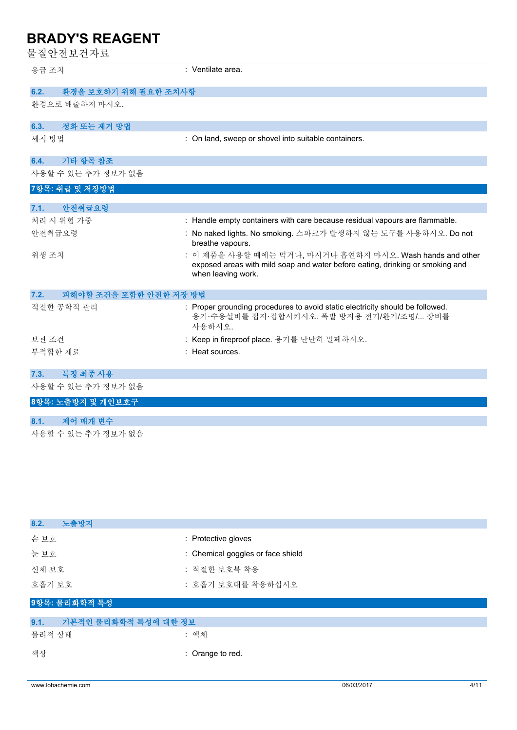| | |
|---|---|
| 응급 조치 | : Ventilate area. |

### 6.2. 환경을 보호하기 위해 필요한 조치사항

환경으로 배출하지 마시오.

### 6.3. 정화 또는 제거 방법

| | |
|---|---|
| 세척 방법 | : On land, sweep or shovel into suitable containers. |

### 6.4. 기타 항목 참조

사용할 수 있는 추가 정보가 없음

## 7항목: 취급 및 저장방법

### 7.1. 안전취급요령

| | |
|---|---|
| 처리 시 위험 가중 | : Handle empty containers with care because residual vapours are flammable. |
| 안전취급요령 | : No naked lights. No smoking. 스파크가 발생하지 않는 도구를 사용하시오. Do not breathe vapours. |
| 위생 조치 | : 이 제품을 사용할 때에는 먹거나, 마시거나 흡연하지 마시오. Wash hands and other exposed areas with mild soap and water before eating, drinking or smoking and when leaving work. |

### 7.2. 피해야할 조건을 포함한 안전한 저장 방법

| | |
|---|---|
| 적절한 공학적 관리 | : Proper grounding procedures to avoid static electricity should be followed. 용기·수용설비를 접지·접합시키시오. 폭발 방지용 전기/환기/조명/... 장비를 사용하시오. |
| 보관 조건 | : Keep in fireproof place. 용기를 단단히 밀폐하시오. |
| 부적합한 재료 | : Heat sources. |

### 7.3. 특정 최종 사용

사용할 수 있는 추가 정보가 없음

## 8항목: 노출방지 및 개인보호구

### 8.1. 제어 매개 변수

사용할 수 있는 추가 정보가 없음

### 8.2. 노출방지

| | |
|---|---|
| 손 보호 | : Protective gloves |
| 눈 보호 | : Chemical goggles or face shield |
| 신체 보호 | : 적절한 보호복 착용 |
| 호흡기 보호 | : 호흡기 보호대를 착용하십시오 |

## 9항목: 물리화학적 특성

### 9.1. 기본적인 물리화학적 특성에 대한 정보

| | |
|---|---|
| 물리적 상태 | : 액체 |
| 색상 | : Orange to red. |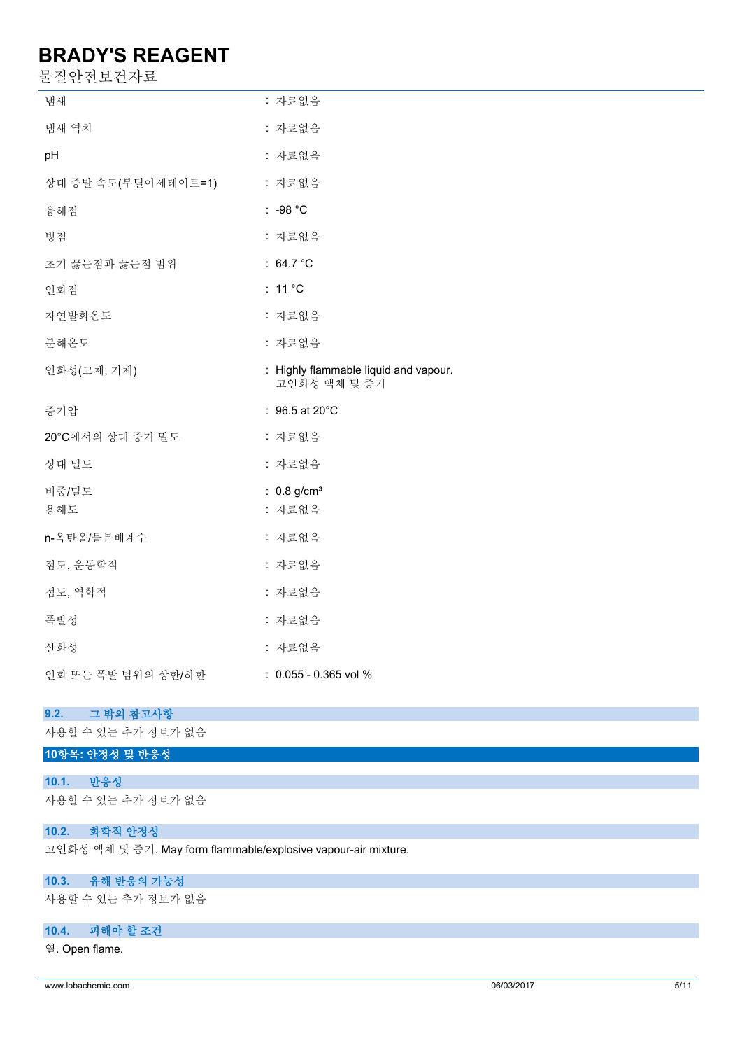| | |
|---|---|
| 냄새 | : 자료없음 |
| 냄새 역치 | : 자료없음 |
| pH | : 자료없음 |
| 상대 증발 속도(부틸아세테이트=1) | : 자료없음 |
| 융해점 | : -98 °C |
| 빙점 | : 자료없음 |
| 초기 끓는점과 끓는점 범위 | : 64.7 °C |
| 인화점 | : 11 °C |
| 자연발화온도 | : 자료없음 |
| 분해온도 | : 자료없음 |
| 인화성(고체, 기체) | : Highly flammable liquid and vapour. 고인화성 액체 및 증기 |
| 증기압 | : 96.5 at 20°C |
| 20°C에서의 상대 증기 밀도 | : 자료없음 |
| 상대 밀도 | : 자료없음 |
| 비중/밀도 | : 0.8 g/cm³ |
| 용해도 | : 자료없음 |
| n-옥탄올/물분배계수 | : 자료없음 |
| 점도, 운동학적 | : 자료없음 |
| 점도, 역학적 | : 자료없음 |
| 폭발성 | : 자료없음 |
| 산화성 | : 자료없음 |
| 인화 또는 폭발 범위의 상한/하한 | : 0.055 - 0.365 vol % |

### 9.2. 그 밖의 참고사항

사용할 수 있는 추가 정보가 없음

## 10항목: 안정성 및 반응성

### 10.1. 반응성

사용할 수 있는 추가 정보가 없음

### 10.2. 화학적 안정성

고인화성 액체 및 증기. May form flammable/explosive vapour-air mixture.

### 10.3. 유해 반응의 가능성

사용할 수 있는 추가 정보가 없음

### 10.4. 피해야 할 조건

열. Open flame.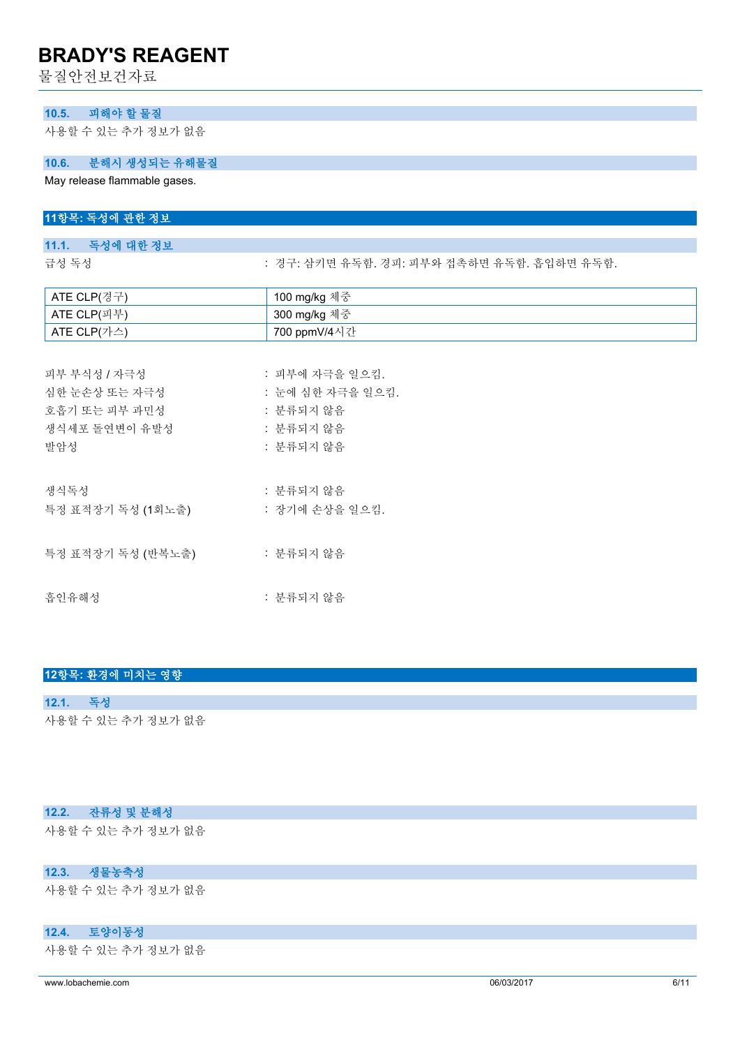### 10.5. 피해야 할 물질

사용할 수 있는 추가 정보가 없음

### 10.6. 분해시 생성되는 유해물질

May release flammable gases.

## 11항목: 독성에 관한 정보

### 11.1. 독성에 대한 정보

급성 독성 : 경구: 삼키면 유독함. 경피: 피부와 접촉하면 유독함. 흡입하면 유독함.

| | |
|---|---|
| ATE CLP(경구) | 100 mg/kg 체중 |
| ATE CLP(피부) | 300 mg/kg 체중 |
| ATE CLP(가스) | 700 ppmV/4시간 |

피부 부식성 / 자극성 : 피부에 자극을 일으킴.

심한 눈손상 또는 자극성 : 눈에 심한 자극을 일으킴.

호흡기 또는 피부 과민성 : 분류되지 않음

생식세포 돌연변이 유발성 : 분류되지 않음

발암성 : 분류되지 않음

생식독성 : 분류되지 않음

특정 표적장기 독성 (1회노출) : 장기에 손상을 일으킴.

특정 표적장기 독성 (반복노출) : 분류되지 않음

흡인유해성 : 분류되지 않음

## 12항목: 환경에 미치는 영향

### 12.1. 독성

사용할 수 있는 추가 정보가 없음

### 12.2. 잔류성 및 분해성

사용할 수 있는 추가 정보가 없음

### 12.3. 생물농축성

사용할 수 있는 추가 정보가 없음

### 12.4. 토양이동성

사용할 수 있는 추가 정보가 없음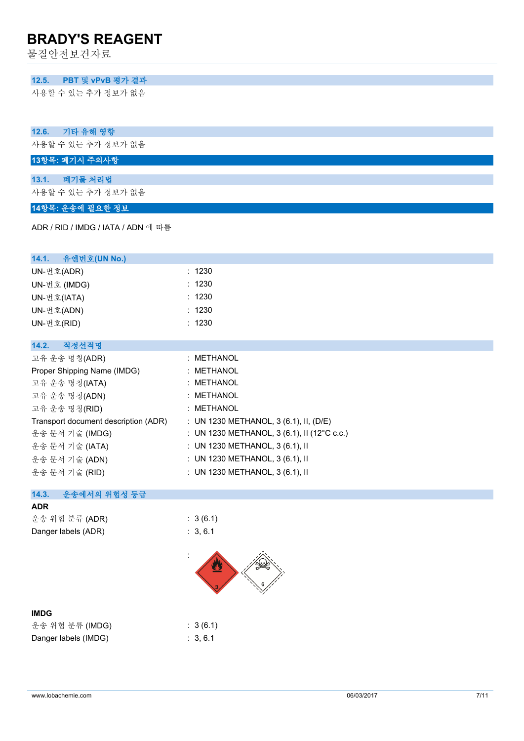### 12.5. PBT 및 vPvB 평가 결과

사용할 수 있는 추가 정보가 없음

### 12.6. 기타 유해 영향

사용할 수 있는 추가 정보가 없음

## 13항목: 폐기시 주의사항

### 13.1. 폐기물 처리법

사용할 수 있는 추가 정보가 없음

## 14항목: 운송에 필요한 정보

ADR / RID / IMDG / IATA / ADN 에 따름

### 14.1. 유엔번호(UN No.)

| | |
|---|---|
| UN-번호(ADR) | : 1230 |
| UN-번호 (IMDG) | : 1230 |
| UN-번호(IATA) | : 1230 |
| UN-번호(ADN) | : 1230 |
| UN-번호(RID) | : 1230 |

### 14.2. 적정선적명

| | |
|---|---|
| 고유 운송 명칭(ADR) | : METHANOL |
| Proper Shipping Name (IMDG) | : METHANOL |
| 고유 운송 명칭(IATA) | : METHANOL |
| 고유 운송 명칭(ADN) | : METHANOL |
| 고유 운송 명칭(RID) | : METHANOL |
| Transport document description (ADR) | : UN 1230 METHANOL, 3 (6.1), II, (D/E) |
| 운송 문서 기술 (IMDG) | : UN 1230 METHANOL, 3 (6.1), II (12°C c.c.) |
| 운송 문서 기술 (IATA) | : UN 1230 METHANOL, 3 (6.1), II |
| 운송 문서 기술 (ADN) | : UN 1230 METHANOL, 3 (6.1), II |
| 운송 문서 기술 (RID) | : UN 1230 METHANOL, 3 (6.1), II |

### 14.3. 운송에서의 위험성 등급

**ADR**

| | |
|---|---|
| 운송 위험 분류 (ADR) | : 3 (6.1) |
| Danger labels (ADR) | : 3, 6.1 |

:

**IMDG**

| | |
|---|---|
| 운송 위험 분류 (IMDG) | : 3 (6.1) |
| Danger labels (IMDG) | : 3, 6.1 |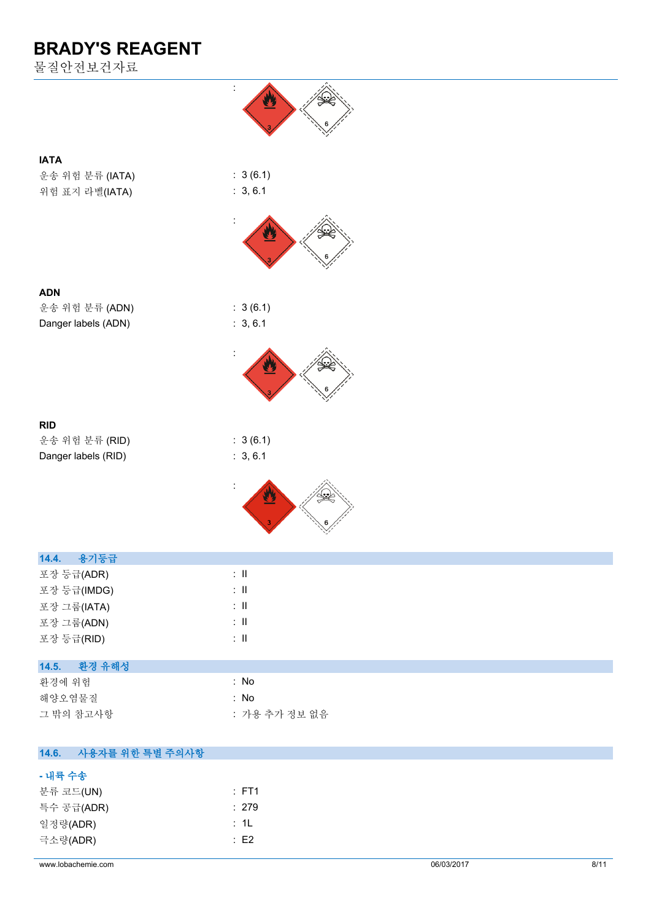:

**IATA**

| | |
|---|---|
| 운송 위험 분류 (IATA) | : 3 (6.1) |
| 위험 표지 라벨(IATA) | : 3, 6.1 |

:

**ADN**

| | |
|---|---|
| 운송 위험 분류 (ADN) | : 3 (6.1) |
| Danger labels (ADN) | : 3, 6.1 |

:

**RID**

| | |
|---|---|
| 운송 위험 분류 (RID) | : 3 (6.1) |
| Danger labels (RID) | : 3, 6.1 |

:

## 14.4. 용기등급

| | |
|---|---|
| 포장 등급(ADR) | : II |
| 포장 등급(IMDG) | : II |
| 포장 그룹(IATA) | : II |
| 포장 그룹(ADN) | : II |
| 포장 등급(RID) | : II |

## 14.5. 환경 유해성

| | |
|---|---|
| 환경에 위험 | : No |
| 해양오염물질 | : No |
| 그 밖의 참고사항 | : 가용 추가 정보 없음 |

## 14.6. 사용자를 위한 특별 주의사항

**- 내륙 수송**

| | |
|---|---|
| 분류 코드(UN) | : FT1 |
| 특수 공급(ADR) | : 279 |
| 일정량(ADR) | : 1L |
| 극소량(ADR) | : E2 |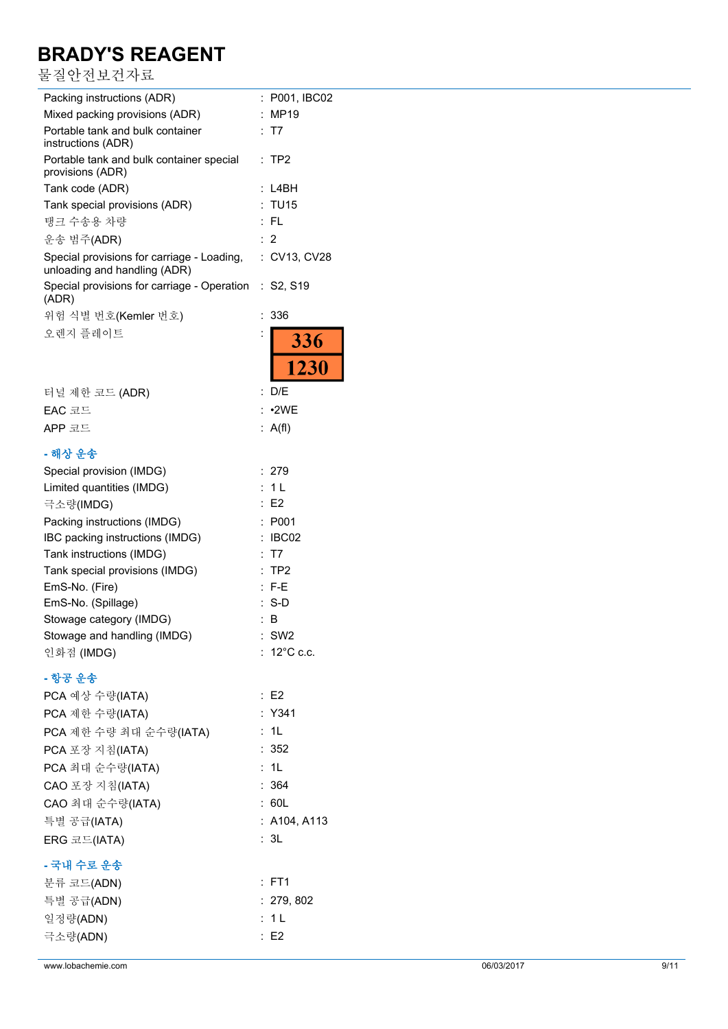| | |
|---|---|
| Packing instructions (ADR) | : P001, IBC02 |
| Mixed packing provisions (ADR) | : MP19 |
| Portable tank and bulk container instructions (ADR) | : T7 |
| Portable tank and bulk container special provisions (ADR) | : TP2 |
| Tank code (ADR) | : L4BH |
| Tank special provisions (ADR) | : TU15 |
| 탱크 수송용 차량 | : FL |
| 운송 범주(ADR) | : 2 |
| Special provisions for carriage - Loading, unloading and handling (ADR) | : CV13, CV28 |
| Special provisions for carriage - Operation (ADR) | : S2, S19 |
| 위험 식별 번호(Kemler 번호) | : 336 |
| 오렌지 플레이트 | : 336 / 1230 |
| 터널 제한 코드 (ADR) | : D/E |
| EAC 코드 | : •2WE |
| APP 코드 | : A(fl) |

**- 해상 운송**

| | |
|---|---|
| Special provision (IMDG) | : 279 |
| Limited quantities (IMDG) | : 1 L |
| 극소량(IMDG) | : E2 |
| Packing instructions (IMDG) | : P001 |
| IBC packing instructions (IMDG) | : IBC02 |
| Tank instructions (IMDG) | : T7 |
| Tank special provisions (IMDG) | : TP2 |
| EmS-No. (Fire) | : F-E |
| EmS-No. (Spillage) | : S-D |
| Stowage category (IMDG) | : B |
| Stowage and handling (IMDG) | : SW2 |
| 인화점 (IMDG) | : 12°C c.c. |

**- 항공 운송**

| | |
|---|---|
| PCA 예상 수량(IATA) | : E2 |
| PCA 제한 수량(IATA) | : Y341 |
| PCA 제한 수량 최대 순수량(IATA) | : 1L |
| PCA 포장 지침(IATA) | : 352 |
| PCA 최대 순수량(IATA) | : 1L |
| CAO 포장 지침(IATA) | : 364 |
| CAO 최대 순수량(IATA) | : 60L |
| 특별 공급(IATA) | : A104, A113 |
| ERG 코드(IATA) | : 3L |

**- 국내 수로 운송**

| | |
|---|---|
| 분류 코드(ADN) | : FT1 |
| 특별 공급(ADN) | : 279, 802 |
| 일정량(ADN) | : 1 L |
| 극소량(ADN) | : E2 |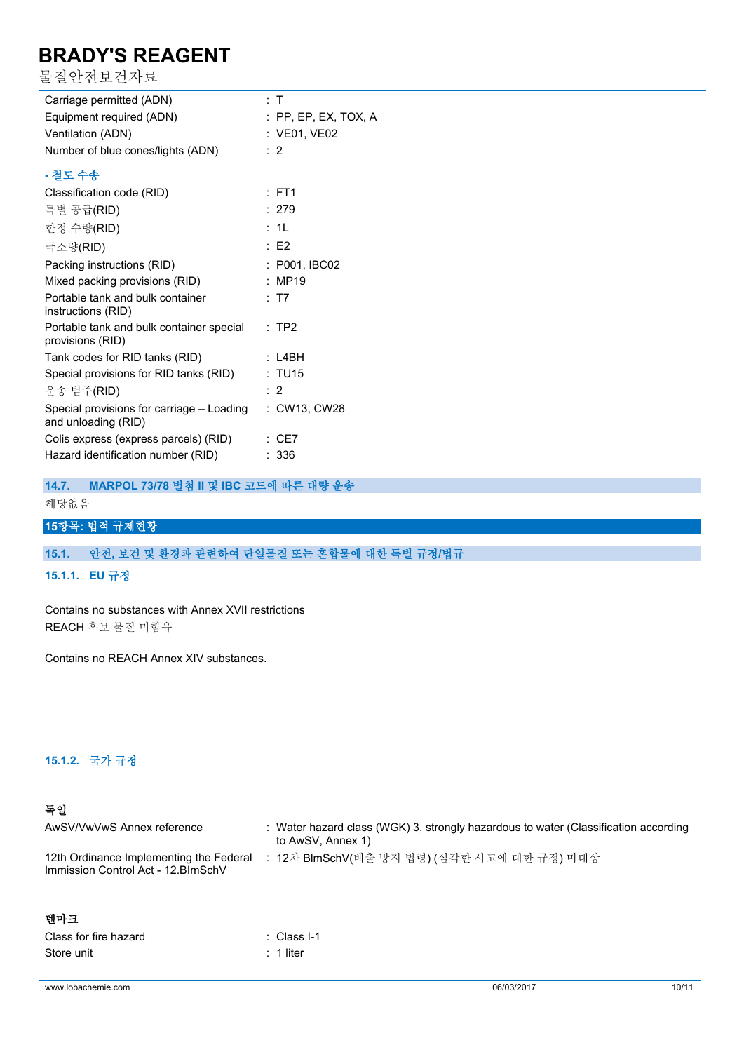| | |
|---|---|
| Carriage permitted (ADN) | : T |
| Equipment required (ADN) | : PP, EP, EX, TOX, A |
| Ventilation (ADN) | : VE01, VE02 |
| Number of blue cones/lights (ADN) | : 2 |

### - 철도 수송

| | |
|---|---|
| Classification code (RID) | : FT1 |
| 특별 공급(RID) | : 279 |
| 한정 수량(RID) | : 1L |
| 극소량(RID) | : E2 |
| Packing instructions (RID) | : P001, IBC02 |
| Mixed packing provisions (RID) | : MP19 |
| Portable tank and bulk container instructions (RID) | : T7 |
| Portable tank and bulk container special provisions (RID) | : TP2 |
| Tank codes for RID tanks (RID) | : L4BH |
| Special provisions for RID tanks (RID) | : TU15 |
| 운송 범주(RID) | : 2 |
| Special provisions for carriage – Loading and unloading (RID) | : CW13, CW28 |
| Colis express (express parcels) (RID) | : CE7 |
| Hazard identification number (RID) | : 336 |

### 14.7. MARPOL 73/78 별첨 II 및 IBC 코드에 따른 대량 운송

해당없음

## 15항목: 법적 규제현황

### 15.1. 안전, 보건 및 환경과 관련하여 단일물질 또는 혼합물에 대한 특별 규정/법규

#### 15.1.1. EU 규정

Contains no substances with Annex XVII restrictions
REACH 후보 물질 미함유

Contains no REACH Annex XIV substances.

#### 15.1.2. 국가 규정

**독일**

| | |
|---|---|
| AwSV/VwVwS Annex reference | : Water hazard class (WGK) 3, strongly hazardous to water (Classification according to AwSV, Annex 1) |
| 12th Ordinance Implementing the Federal Immission Control Act - 12.BImSchV | : 12차 BImSchV(배출 방지 법령) (심각한 사고에 대한 규정) 미대상 |

**덴마크**

| | |
|---|---|
| Class for fire hazard | : Class I-1 |
| Store unit | : 1 liter |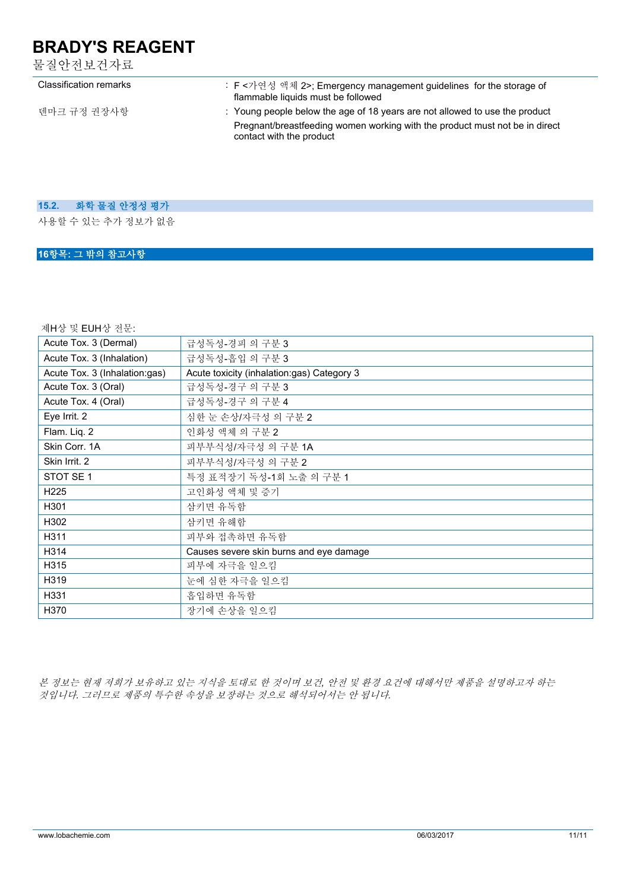| | |
|---|---|
| Classification remarks | : F <가연성 액체 2>; Emergency management guidelines for the storage of flammable liquids must be followed |
| 덴마크 규정 권장사항 | : Young people below the age of 18 years are not allowed to use the product<br>Pregnant/breastfeeding women working with the product must not be in direct contact with the product |

### 15.2. 화학 물질 안정성 평가

사용할 수 있는 추가 정보가 없음

## 16항목: 그 밖의 참고사항

제H상 및 EUH상 전문:

| | |
|---|---|
| Acute Tox. 3 (Dermal) | 급성독성-경피 의 구분 3 |
| Acute Tox. 3 (Inhalation) | 급성독성-흡입 의 구분 3 |
| Acute Tox. 3 (Inhalation:gas) | Acute toxicity (inhalation:gas) Category 3 |
| Acute Tox. 3 (Oral) | 급성독성-경구 의 구분 3 |
| Acute Tox. 4 (Oral) | 급성독성-경구 의 구분 4 |
| Eye Irrit. 2 | 심한 눈 손상/자극성 의 구분 2 |
| Flam. Liq. 2 | 인화성 액체 의 구분 2 |
| Skin Corr. 1A | 피부부식성/자극성 의 구분 1A |
| Skin Irrit. 2 | 피부부식성/자극성 의 구분 2 |
| STOT SE 1 | 특정 표적장기 독성-1회 노출 의 구분 1 |
| H225 | 고인화성 액체 및 증기 |
| H301 | 삼키면 유독함 |
| H302 | 삼키면 유해함 |
| H311 | 피부와 접촉하면 유독함 |
| H314 | Causes severe skin burns and eye damage |
| H315 | 피부에 자극을 일으킴 |
| H319 | 눈에 심한 자극을 일으킴 |
| H331 | 흡입하면 유독함 |
| H370 | 장기에 손상을 일으킴 |

*본 정보는 현재 저희가 보유하고 있는 지식을 토대로 한 것이며 보건, 안전 및 환경 요건에 대해서만 제품을 설명하고자 하는 것입니다. 그러므로 제품의 특수한 속성을 보장하는 것으로 해석되어서는 안 됩니다.*